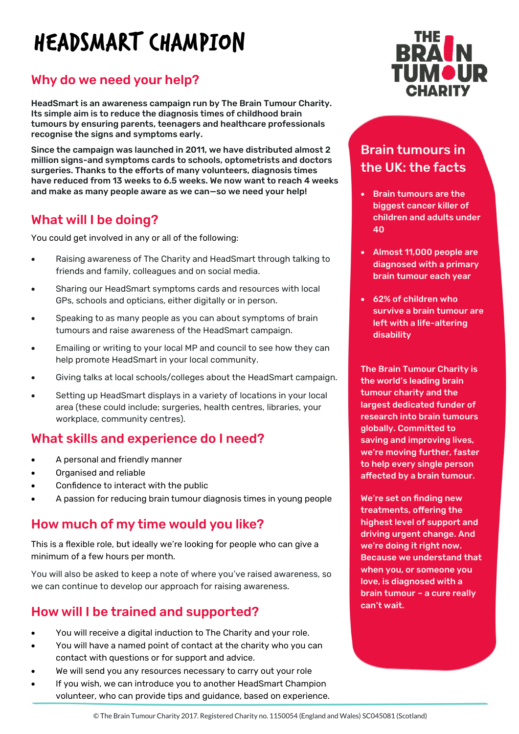# HEADSMART CHAMPION

THE BRAIN TUMOUR CHARITY

## Why do we need your help?

**HeadSmart is an awareness campaign run by The Brain Tumour Charity. Its simple aim is to reduce the diagnosis times of childhood brain tumours by ensuring parents, teenagers and healthcare professionals recognise the signs and symptoms early.**

**Since the campaign was launched in 2011, we have distributed almost 2 million signs-and symptoms cards to schools, optometrists and doctors surgeries. Thanks to the efforts of many volunteers, diagnosis times have reduced from 13 weeks to 6.5 weeks. We now want to reach 4 weeks and make as many people aware as we can—so we need your help!**

## What will I be doing?

You could get involved in any or all of the following:

- Raising awareness of The Charity and HeadSmart through talking to friends and family, colleagues and on social media.
- Sharing our HeadSmart symptoms cards and resources with local GPs, schools and opticians, either digitally or in person.
- Speaking to as many people as you can about symptoms of brain tumours and raise awareness of the HeadSmart campaign.
- Emailing or writing to your local MP and council to see how they can help promote HeadSmart in your local community.
- Giving talks at local schools/colleges about the HeadSmart campaign.
- Setting up HeadSmart displays in a variety of locations in your local area (these could include; surgeries, health centres, libraries, your workplace, community centres).

## What skills and experience do I need?

- A personal and friendly manner
- Organised and reliable
- Confidence to interact with the public
- A passion for reducing brain tumour diagnosis times in young people

## How much of my time would you like?

This is a flexible role, but ideally we're looking for people who can give a minimum of a few hours per month.

You will also be asked to keep a note of where you've raised awareness, so we can continue to develop our approach for raising awareness.

## How will I be trained and supported?

- You will receive a digital induction to The Charity and your role.
- You will have a named point of contact at the charity who you can contact with questions or for support and advice.
- We will send you any resources necessary to carry out your role
- If you wish, we can introduce you to another HeadSmart Champion volunteer, who can provide tips and guidance, based on experience.

## Brain tumours in the UK: the facts

- **Brain tumours are the biggest cancer killer of children and adults under 40**
- **Almost 11,000 people are diagnosed with a primary brain tumour each year**
- **62% of children who survive a brain tumour are left with a life-altering disability**

**The Brain Tumour Charity is the world's leading brain tumour charity and the largest dedicated funder of research into brain tumours globally. Committed to saving and improving lives, we're moving further, faster to help every single person affected by a brain tumour.**

**We're set on finding new treatments, offering the highest level of support and driving urgent change. And we're doing it right now. Because we understand that when you, or someone you love, is diagnosed with a brain tumour – a cure really can't wait.**

© The Brain Tumour Charity 2017. Registered Charity no. 1150054 (England and Wales) SC045081 (Scotland)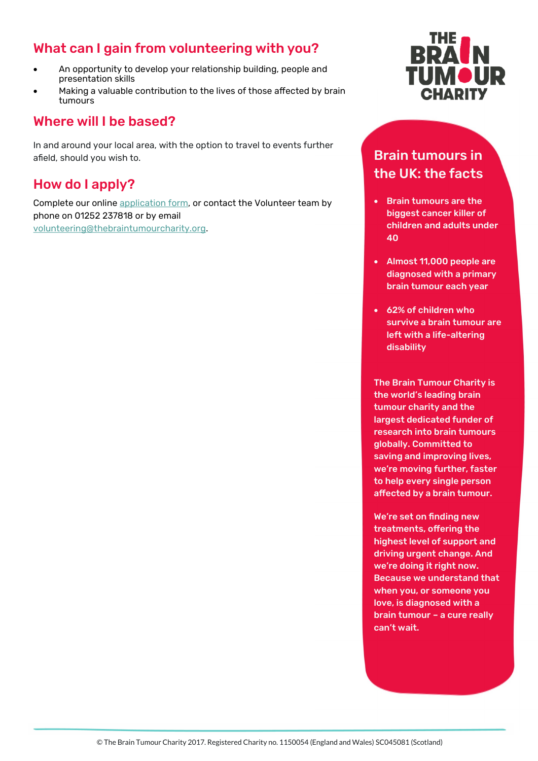## What can I gain from volunteering with you?

- An opportunity to develop your relationship building, people and presentation skills
- Making a valuable contribution to the lives of those affected by brain tumours

## Where will I be based?

In and around your local area, with the option to travel to events further afield, should you wish to.

## How do I apply?

Complete our online application form, or contact the Volunteer team by phone on 01252 237818 or by email volunteering@thebraintumourcharity.org.

THE BRAIN TUMOUR CHARITY

## Brain tumours in the UK: the facts

- **Brain tumours are the biggest cancer killer of children and adults under 40**
- **Almost 11,000 people are diagnosed with a primary brain tumour each year**
- **62% of children who survive a brain tumour are left with a life-altering disability**

**The Brain Tumour Charity is the world's leading brain tumour charity and the largest dedicated funder of research into brain tumours globally. Committed to saving and improving lives, we're moving further, faster to help every single person affected by a brain tumour.**

**We're set on finding new treatments, offering the highest level of support and driving urgent change. And we're doing it right now. Because we understand that when you, or someone you love, is diagnosed with a brain tumour – a cure really can't wait.**

© The Brain Tumour Charity 2017. Registered Charity no. 1150054 (England and Wales) SC045081 (Scotland)